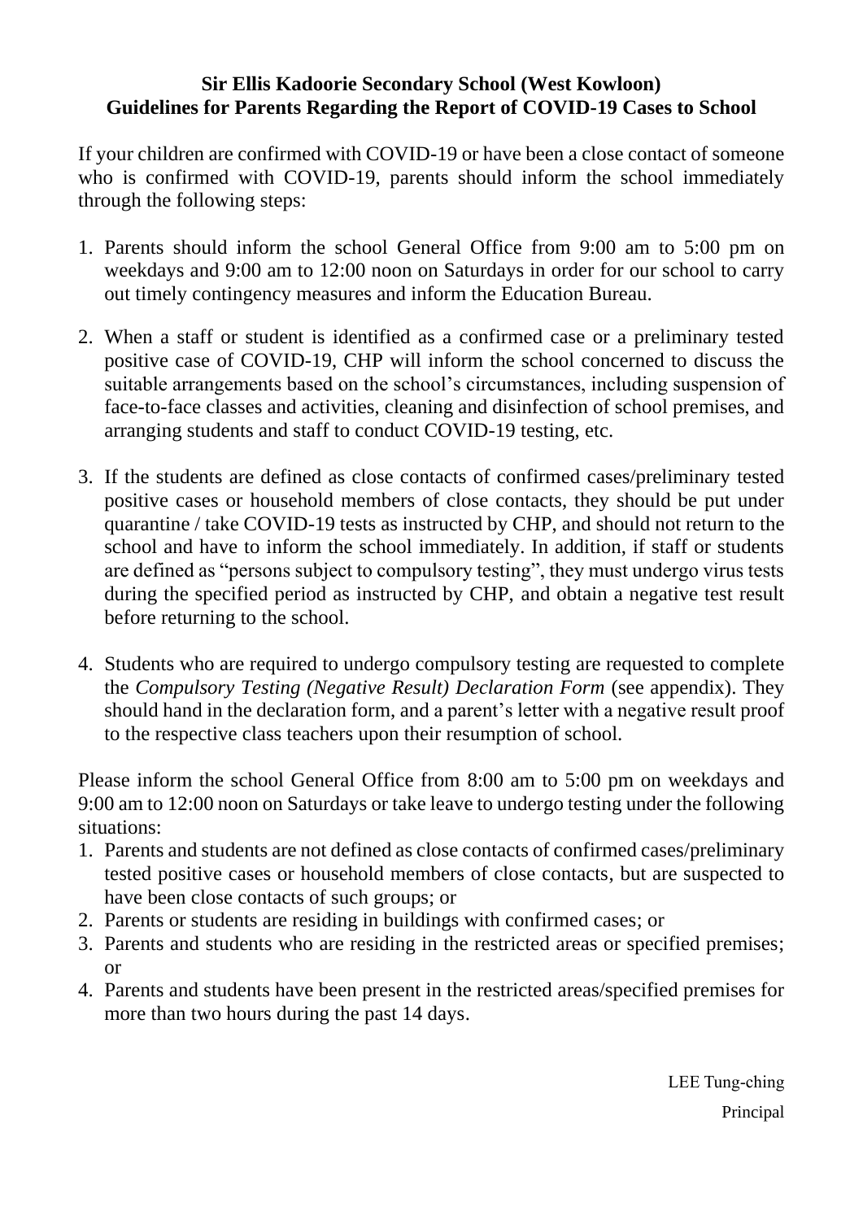**Sir Ellis Kadoorie Secondary School (West Kowloon)**
**Guidelines for Parents Regarding the Report of COVID-19 Cases to School**

If your children are confirmed with COVID-19 or have been a close contact of someone who is confirmed with COVID-19, parents should inform the school immediately through the following steps:

1. Parents should inform the school General Office from 9:00 am to 5:00 pm on weekdays and 9:00 am to 12:00 noon on Saturdays in order for our school to carry out timely contingency measures and inform the Education Bureau.

2. When a staff or student is identified as a confirmed case or a preliminary tested positive case of COVID-19, CHP will inform the school concerned to discuss the suitable arrangements based on the school's circumstances, including suspension of face-to-face classes and activities, cleaning and disinfection of school premises, and arranging students and staff to conduct COVID-19 testing, etc.

3. If the students are defined as close contacts of confirmed cases/preliminary tested positive cases or household members of close contacts, they should be put under quarantine / take COVID-19 tests as instructed by CHP, and should not return to the school and have to inform the school immediately. In addition, if staff or students are defined as "persons subject to compulsory testing", they must undergo virus tests during the specified period as instructed by CHP, and obtain a negative test result before returning to the school.

4. Students who are required to undergo compulsory testing are requested to complete the *Compulsory Testing (Negative Result) Declaration Form* (see appendix). They should hand in the declaration form, and a parent's letter with a negative result proof to the respective class teachers upon their resumption of school.

Please inform the school General Office from 8:00 am to 5:00 pm on weekdays and 9:00 am to 12:00 noon on Saturdays or take leave to undergo testing under the following situations:

1. Parents and students are not defined as close contacts of confirmed cases/preliminary tested positive cases or household members of close contacts, but are suspected to have been close contacts of such groups; or
2. Parents or students are residing in buildings with confirmed cases; or
3. Parents and students who are residing in the restricted areas or specified premises; or
4. Parents and students have been present in the restricted areas/specified premises for more than two hours during the past 14 days.

LEE Tung-ching
Principal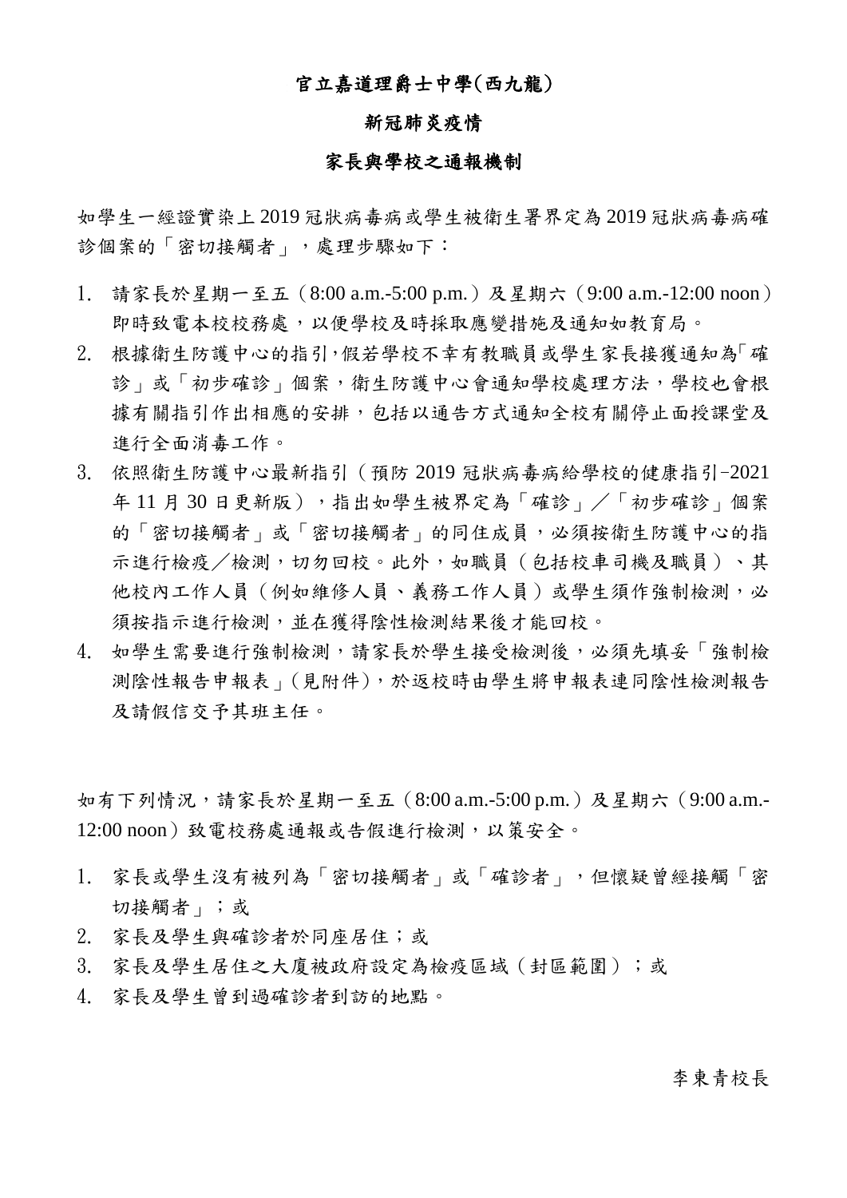# 官立嘉道理爵士中學(西九龍)

## 新冠肺炎疫情

## 家長與學校之通報機制

如學生一經證實染上 2019 冠狀病毒病或學生被衞生署界定為 2019 冠狀病毒病確診個案的「密切接觸者」，處理步驟如下：

1. 請家長於星期一至五（8:00 a.m.-5:00 p.m.）及星期六（9:00 a.m.-12:00 noon）即時致電本校校務處，以便學校及時採取應變措施及通知如教育局。
2. 根據衞生防護中心的指引,假若學校不幸有教職員或學生家長接獲通知為「確診」或「初步確診」個案，衞生防護中心會通知學校處理方法，學校也會根據有關指引作出相應的安排，包括以通告方式通知全校有關停止面授課堂及進行全面消毒工作。
3. 依照衞生防護中心最新指引（預防 2019 冠狀病毒病給學校的健康指引-2021 年 11 月 30 日更新版），指出如學生被界定為「確診」／「初步確診」個案的「密切接觸者」或「密切接觸者」的同住成員，必須按衞生防護中心的指示進行檢疫／檢測，切勿回校。此外，如職員（包括校車司機及職員）、其他校內工作人員（例如維修人員、義務工作人員）或學生須作強制檢測，必須按指示進行檢測，並在獲得陰性檢測結果後才能回校。
4. 如學生需要進行強制檢測，請家長於學生接受檢測後，必須先填妥「強制檢測陰性報告申報表」(見附件)，於返校時由學生將申報表連同陰性檢測報告及請假信交予其班主任。

如有下列情況，請家長於星期一至五（8:00 a.m.-5:00 p.m.）及星期六（9:00 a.m.-12:00 noon）致電校務處通報或告假進行檢測，以策安全。

1. 家長或學生沒有被列為「密切接觸者」或「確診者」，但懷疑曾經接觸「密切接觸者」；或
2. 家長及學生與確診者於同座居住；或
3. 家長及學生居住之大廈被政府設定為檢疫區域（封區範圍）；或
4. 家長及學生曾到過確診者到訪的地點。

李東青校長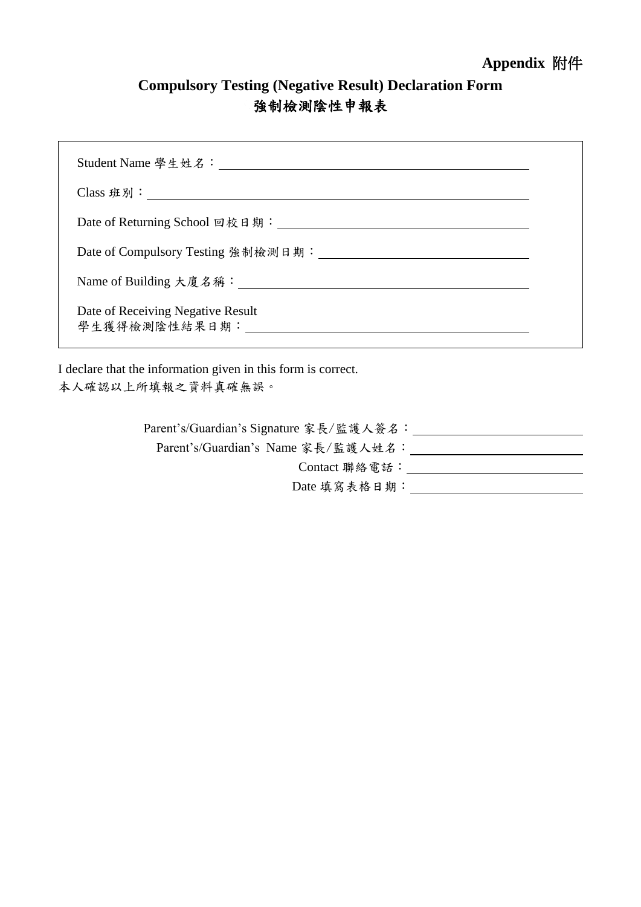**Appendix 附件**

## Compulsory Testing (Negative Result) Declaration Form
## 強制檢測陰性申報表

Student Name 學生姓名：\_\_\_\_\_\_\_\_\_\_\_\_\_\_\_\_\_\_\_\_\_\_\_\_\_\_\_\_\_\_

Class 班別：\_\_\_\_\_\_\_\_\_\_\_\_\_\_\_\_\_\_\_\_\_\_\_\_\_\_\_\_\_\_

Date of Returning School 回校日期：\_\_\_\_\_\_\_\_\_\_\_\_\_\_\_\_\_\_\_\_\_\_\_\_\_\_\_\_\_\_

Date of Compulsory Testing 強制檢測日期：\_\_\_\_\_\_\_\_\_\_\_\_\_\_\_\_\_\_\_\_\_\_\_\_\_\_\_\_\_\_

Name of Building 大廈名稱：\_\_\_\_\_\_\_\_\_\_\_\_\_\_\_\_\_\_\_\_\_\_\_\_\_\_\_\_\_\_

Date of Receiving Negative Result
學生獲得檢測陰性結果日期：\_\_\_\_\_\_\_\_\_\_\_\_\_\_\_\_\_\_\_\_\_\_\_\_\_\_\_\_\_\_

I declare that the information given in this form is correct.
本人確認以上所填報之資料真確無誤。

Parent's/Guardian's Signature 家長/監護人簽名：\_\_\_\_\_\_\_\_\_\_\_\_\_\_\_\_\_\_\_\_

Parent's/Guardian's Name 家長/監護人姓名：\_\_\_\_\_\_\_\_\_\_\_\_\_\_\_\_\_\_\_\_

Contact 聯絡電話：\_\_\_\_\_\_\_\_\_\_\_\_\_\_\_\_\_\_\_\_

Date 填寫表格日期：\_\_\_\_\_\_\_\_\_\_\_\_\_\_\_\_\_\_\_\_